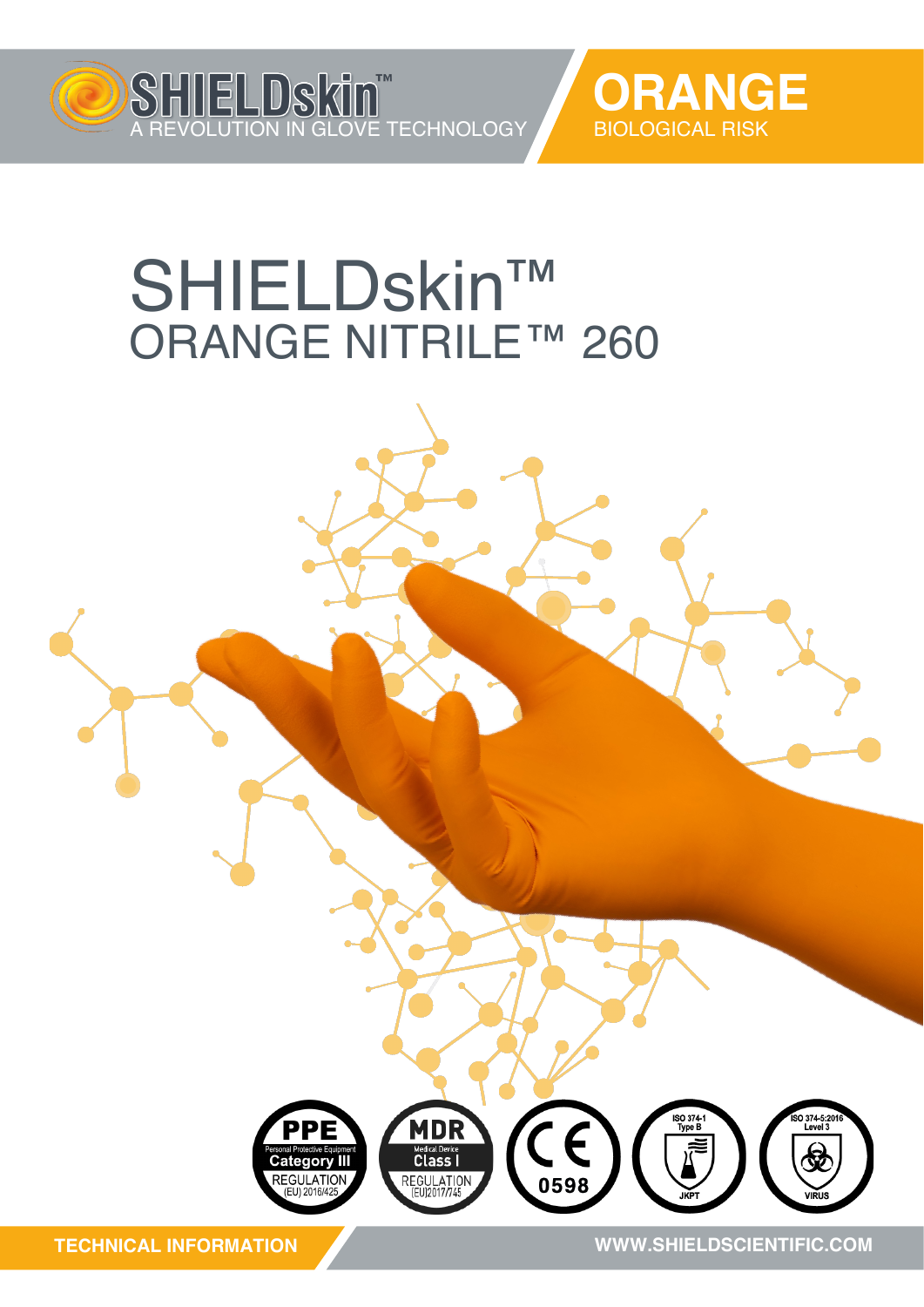SHIELDskin™
A REVOLUTION IN GLOVE TECHNOLOGY

**ORANGE**
BIOLOGICAL RISK

# SHIELDskin™
## ORANGE NITRILE™ 260

PPE Personal Protective Equipment Category III REGULATION (EU) 2016/425

MDR Medical Device Class I REGULATION (EU)2017/745

CE 0598

ISO 374-1 Type B JKPT

ISO 374-5:2016 Level 3 VIRUS

**TECHNICAL INFORMATION**

**WWW.SHIELDSCIENTIFIC.COM**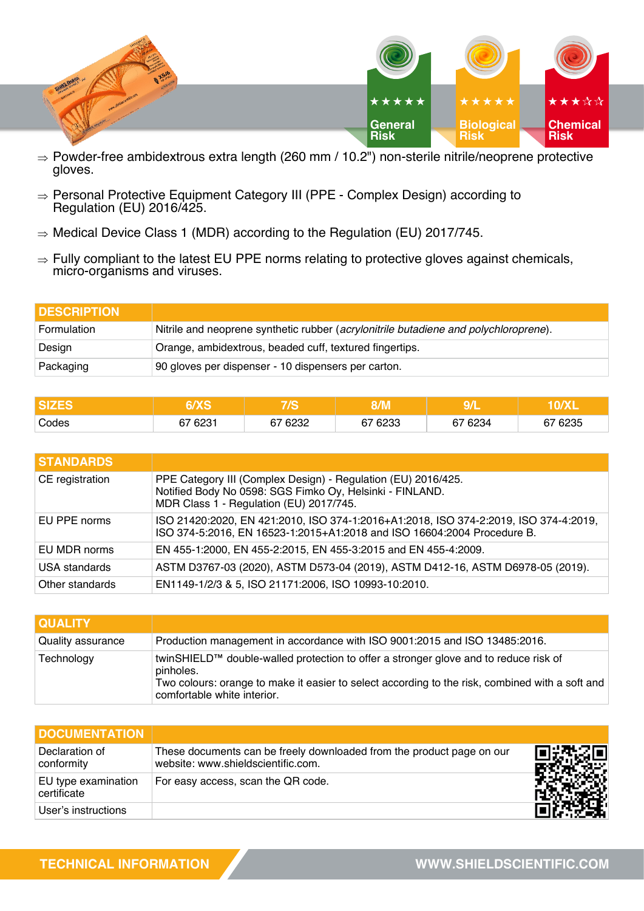★★★★★ General Risk

★★★★★ Biological Risk

★★★☆☆ Chemical Risk

⇒ Powder-free ambidextrous extra length (260 mm / 10.2") non-sterile nitrile/neoprene protective gloves.

⇒ Personal Protective Equipment Category III (PPE - Complex Design) according to Regulation (EU) 2016/425.

⇒ Medical Device Class 1 (MDR) according to the Regulation (EU) 2017/745.

⇒ Fully compliant to the latest EU PPE norms relating to protective gloves against chemicals, micro-organisms and viruses.

| DESCRIPTION | |
|---|---|
| Formulation | Nitrile and neoprene synthetic rubber (*acrylonitrile butadiene and polychloroprene*). |
| Design | Orange, ambidextrous, beaded cuff, textured fingertips. |
| Packaging | 90 gloves per dispenser - 10 dispensers per carton. |

| SIZES | 6/XS | 7/S | 8/M | 9/L | 10/XL |
|---|---|---|---|---|---|
| Codes | 67 6231 | 67 6232 | 67 6233 | 67 6234 | 67 6235 |

| STANDARDS | |
|---|---|
| CE registration | PPE Category III (Complex Design) - Regulation (EU) 2016/425.<br>Notified Body No 0598: SGS Fimko Oy, Helsinki - FINLAND.<br>MDR Class 1 - Regulation (EU) 2017/745. |
| EU PPE norms | ISO 21420:2020, EN 421:2010, ISO 374-1:2016+A1:2018, ISO 374-2:2019, ISO 374-4:2019, ISO 374-5:2016, EN 16523-1:2015+A1:2018 and ISO 16604:2004 Procedure B. |
| EU MDR norms | EN 455-1:2000, EN 455-2:2015, EN 455-3:2015 and EN 455-4:2009. |
| USA standards | ASTM D3767-03 (2020), ASTM D573-04 (2019), ASTM D412-16, ASTM D6978-05 (2019). |
| Other standards | EN1149-1/2/3 & 5, ISO 21171:2006, ISO 10993-10:2010. |

| QUALITY | |
|---|---|
| Quality assurance | Production management in accordance with ISO 9001:2015 and ISO 13485:2016. |
| Technology | twinSHIELD™ double-walled protection to offer a stronger glove and to reduce risk of pinholes.<br>Two colours: orange to make it easier to select according to the risk, combined with a soft and comfortable white interior. |

| DOCUMENTATION | |
|---|---|
| Declaration of conformity | These documents can be freely downloaded from the product page on our website: www.shieldscientific.com. |
| EU type examination certificate | For easy access, scan the QR code. |
| User's instructions | |

TECHNICAL INFORMATION

WWW.SHIELDSCIENTIFIC.COM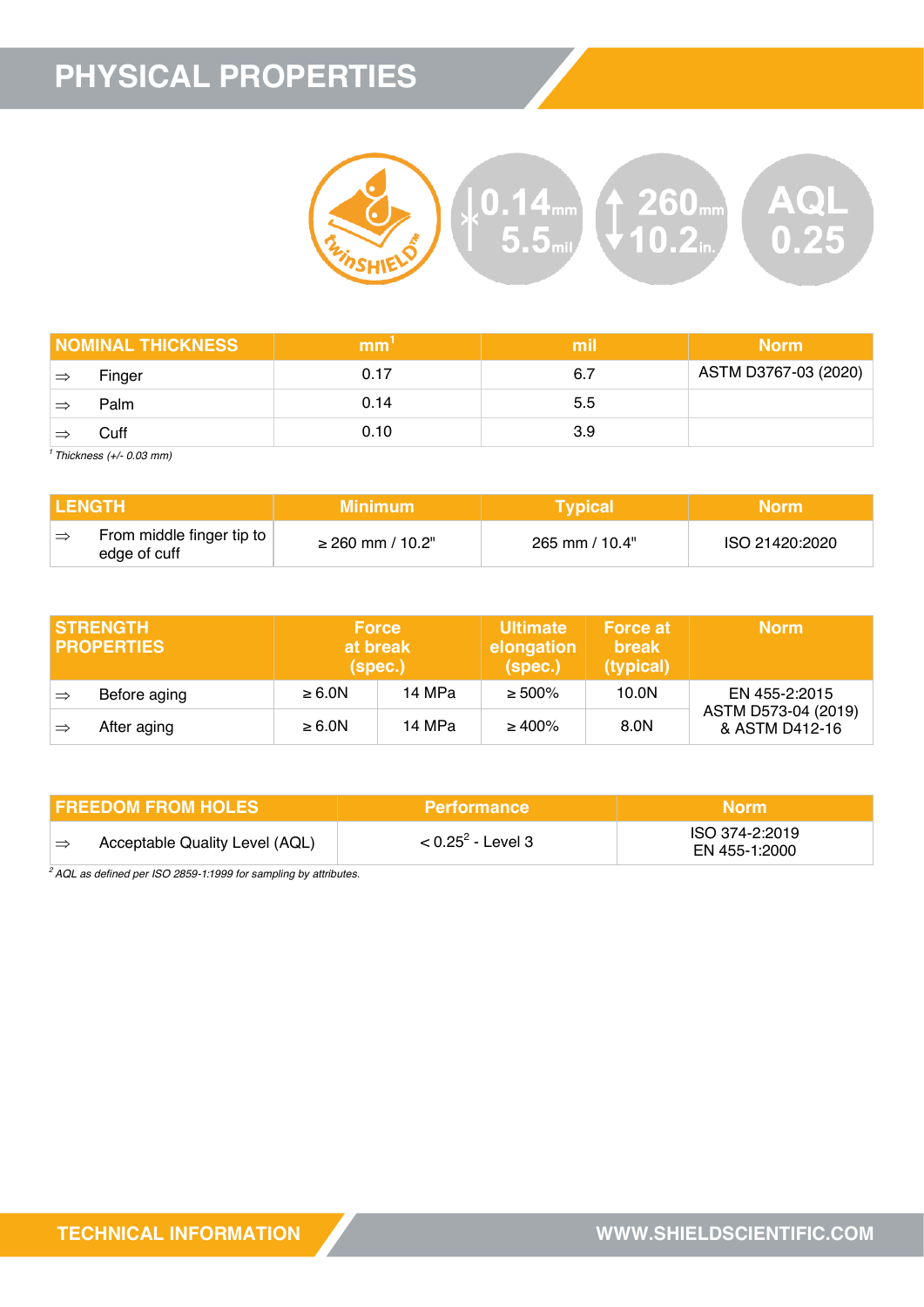# PHYSICAL PROPERTIES

twinSHIELD™ | 0.14 mm / 5.5 mil | 260 mm / 10.2 in. | AQL 0.25

| NOMINAL THICKNESS | mm[1] | mil | Norm |
|---|---|---|---|
| ⇒ Finger | 0.17 | 6.7 | ASTM D3767-03 (2020) |
| ⇒ Palm | 0.14 | 5.5 | |
| ⇒ Cuff | 0.10 | 3.9 | |

[1] *Thickness (+/- 0.03 mm)*

| LENGTH | Minimum | Typical | Norm |
|---|---|---|---|
| ⇒ From middle finger tip to edge of cuff | ≥ 260 mm / 10.2" | 265 mm / 10.4" | ISO 21420:2020 |

| STRENGTH PROPERTIES | Force at break (spec.) | | Ultimate elongation (spec.) | Force at break (typical) | Norm |
|---|---|---|---|---|---|
| ⇒ Before aging | ≥ 6.0N | 14 MPa | ≥ 500% | 10.0N | EN 455-2:2015 ASTM D573-04 (2019) & ASTM D412-16 |
| ⇒ After aging | ≥ 6.0N | 14 MPa | ≥ 400% | 8.0N | |

| FREEDOM FROM HOLES | Performance | Norm |
|---|---|---|
| ⇒ Acceptable Quality Level (AQL) | < 0.25[2] - Level 3 | ISO 374-2:2019 EN 455-1:2000 |

[2] *AQL as defined per ISO 2859-1:1999 for sampling by attributes.*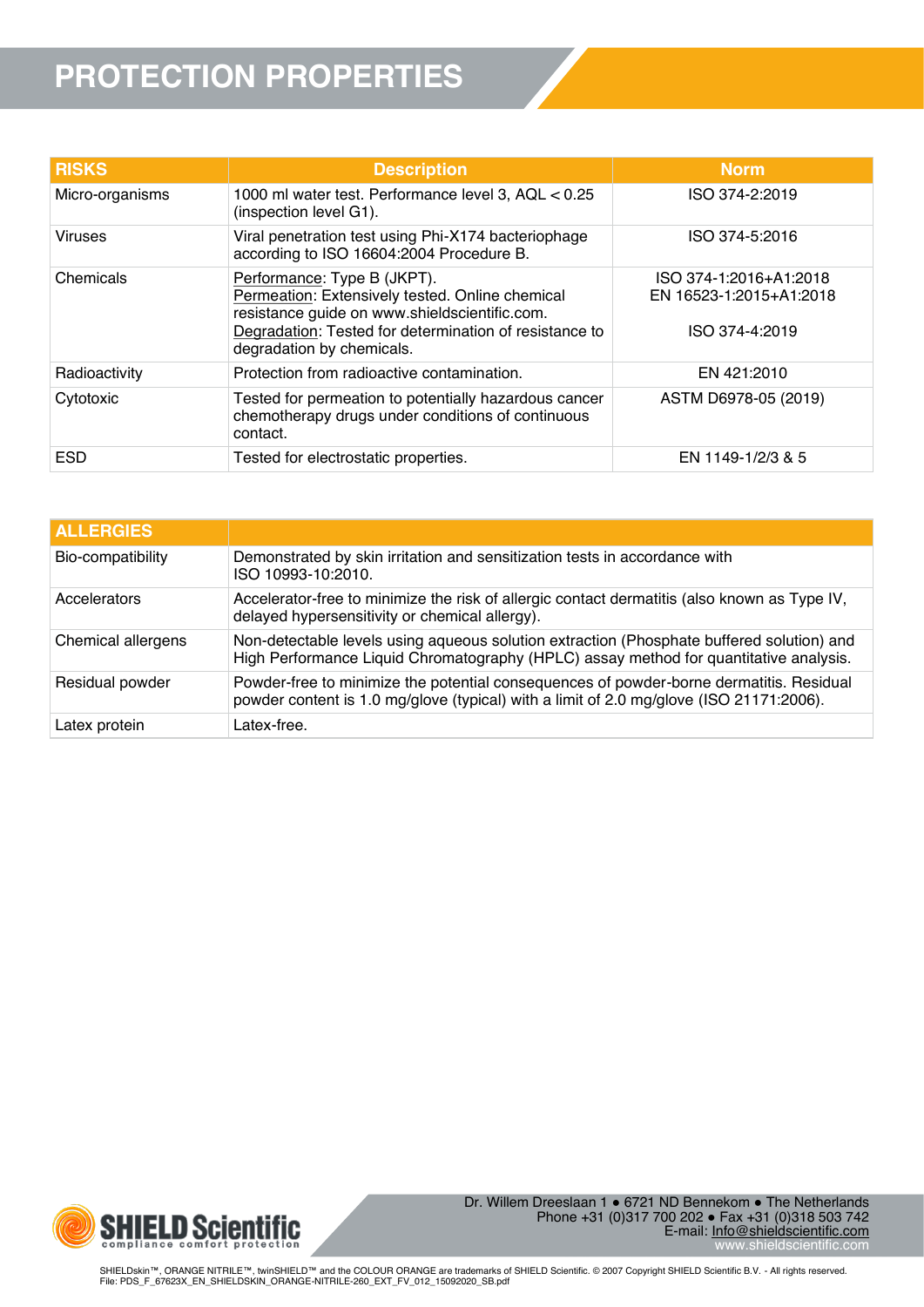# PROTECTION PROPERTIES

| RISKS | Description | Norm |
|---|---|---|
| Micro-organisms | 1000 ml water test. Performance level 3, AQL < 0.25 (inspection level G1). | ISO 374-2:2019 |
| Viruses | Viral penetration test using Phi-X174 bacteriophage according to ISO 16604:2004 Procedure B. | ISO 374-5:2016 |
| Chemicals | Performance: Type B (JKPT). Permeation: Extensively tested. Online chemical resistance guide on www.shieldscientific.com. Degradation: Tested for determination of resistance to degradation by chemicals. | ISO 374-1:2016+A1:2018 EN 16523-1:2015+A1:2018 ISO 374-4:2019 |
| Radioactivity | Protection from radioactive contamination. | EN 421:2010 |
| Cytotoxic | Tested for permeation to potentially hazardous cancer chemotherapy drugs under conditions of continuous contact. | ASTM D6978-05 (2019) |
| ESD | Tested for electrostatic properties. | EN 1149-1/2/3 & 5 |

| ALLERGIES | |
|---|---|
| Bio-compatibility | Demonstrated by skin irritation and sensitization tests in accordance with ISO 10993-10:2010. |
| Accelerators | Accelerator-free to minimize the risk of allergic contact dermatitis (also known as Type IV, delayed hypersensitivity or chemical allergy). |
| Chemical allergens | Non-detectable levels using aqueous solution extraction (Phosphate buffered solution) and High Performance Liquid Chromatography (HPLC) assay method for quantitative analysis. |
| Residual powder | Powder-free to minimize the potential consequences of powder-borne dermatitis. Residual powder content is 1.0 mg/glove (typical) with a limit of 2.0 mg/glove (ISO 21171:2006). |
| Latex protein | Latex-free. |

SHIELD Scientific
compliance comfort protection

Dr. Willem Dreeslaan 1 • 6721 ND Bennekom • The Netherlands
Phone +31 (0)317 700 202 • Fax +31 (0)318 503 742
E-mail: Info@shieldscientific.com
www.shieldscientific.com

SHIELDskin™, ORANGE NITRILE™, twinSHIELD™ and the COLOUR ORANGE are trademarks of SHIELD Scientific. © 2007 Copyright SHIELD Scientific B.V. - All rights reserved.
File: PDS_F_67623X_EN_SHIELDSKIN_ORANGE-NITRILE-260_EXT_FV_012_15092020_SB.pdf